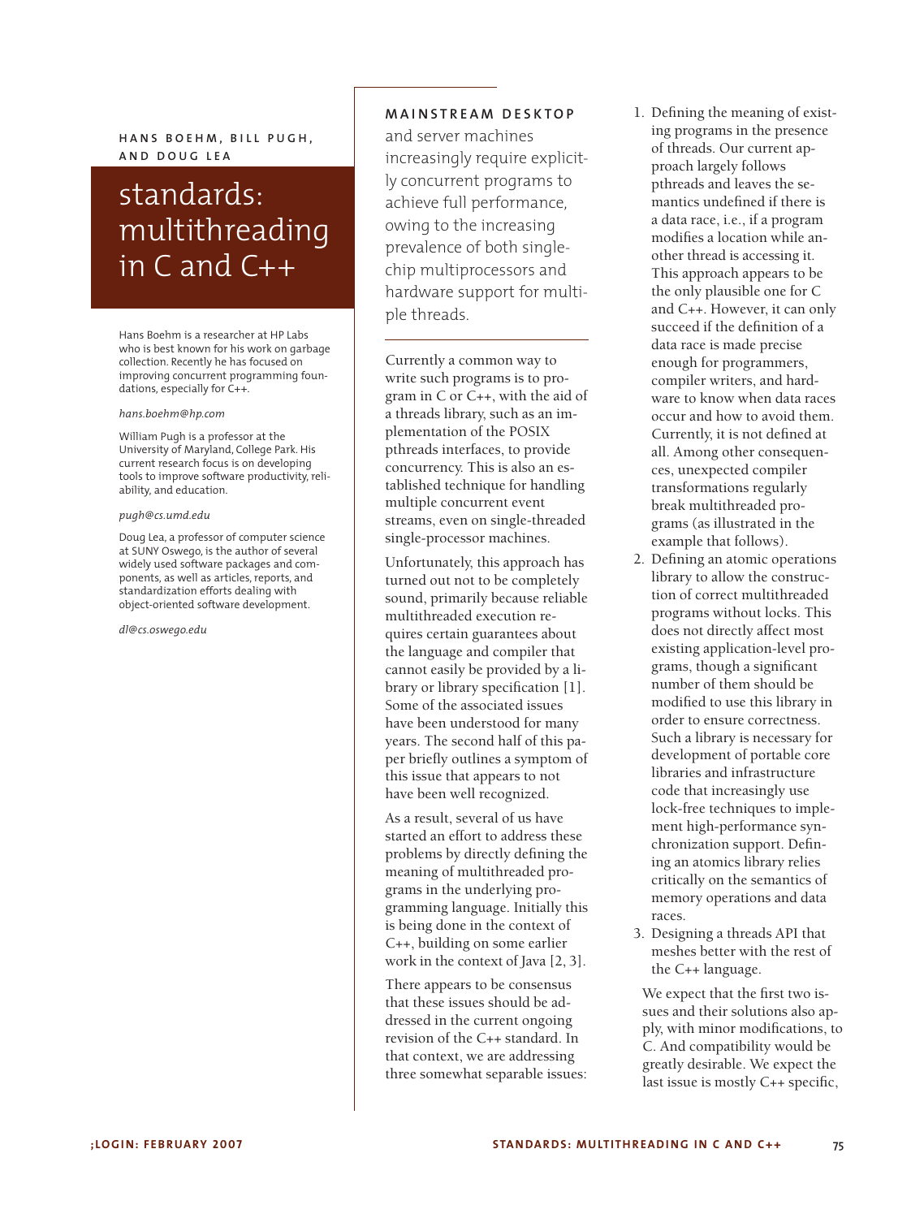**HANS BOEHM, BILL PUGH, AND DOUG LEA**

# standards: multithreading in C and C++

Hans Boehm is a researcher at HP Labs who is best known for his work on garbage collection. Recently he has focused on improving concurrent programming foundations, especially for C++.

*hans.boehm@hp.com*

William Pugh is a professor at the University of Maryland, College Park. His current research focus is on developing tools to improve software productivity, reliability, and education.

*pugh@cs.umd.edu*

Doug Lea, a professor of computer science at SUNY Oswego, is the author of several widely used software packages and components, as well as articles, reports, and standardization efforts dealing with object-oriented software development.

*dl@cs.oswego.edu*

**MAINSTREAM DESKTOP** and server machines increasingly require explicitly concurrent programs to achieve full performance, owing to the increasing prevalence of both single-chip multiprocessors and hardware support for multiple threads.

Currently a common way to write such programs is to program in C or C++, with the aid of a threads library, such as an implementation of the POSIX pthreads interfaces, to provide concurrency. This is also an established technique for handling multiple concurrent event streams, even on single-threaded single-processor machines.

Unfortunately, this approach has turned out not to be completely sound, primarily because reliable multithreaded execution requires certain guarantees about the language and compiler that cannot easily be provided by a library or library specification [1]. Some of the associated issues have been understood for many years. The second half of this paper briefly outlines a symptom of this issue that appears to not have been well recognized.

As a result, several of us have started an effort to address these problems by directly defining the meaning of multithreaded programs in the underlying programming language. Initially this is being done in the context of C++, building on some earlier work in the context of Java [2, 3].

There appears to be consensus that these issues should be addressed in the current ongoing revision of the C++ standard. In that context, we are addressing three somewhat separable issues:

1. Defining the meaning of existing programs in the presence of threads. Our current approach largely follows pthreads and leaves the semantics undefined if there is a data race, i.e., if a program modifies a location while another thread is accessing it. This approach appears to be the only plausible one for C and C++. However, it can only succeed if the definition of a data race is made precise enough for programmers, compiler writers, and hardware to know when data races occur and how to avoid them. Currently, it is not defined at all. Among other consequences, unexpected compiler transformations regularly break multithreaded programs (as illustrated in the example that follows).
2. Defining an atomic operations library to allow the construction of correct multithreaded programs without locks. This does not directly affect most existing application-level programs, though a significant number of them should be modified to use this library in order to ensure correctness. Such a library is necessary for development of portable core libraries and infrastructure code that increasingly use lock-free techniques to implement high-performance synchronization support. Defining an atomics library relies critically on the semantics of memory operations and data races.
3. Designing a threads API that meshes better with the rest of the C++ language.

We expect that the first two issues and their solutions also apply, with minor modifications, to C. And compatibility would be greatly desirable. We expect the last issue is mostly C++ specific,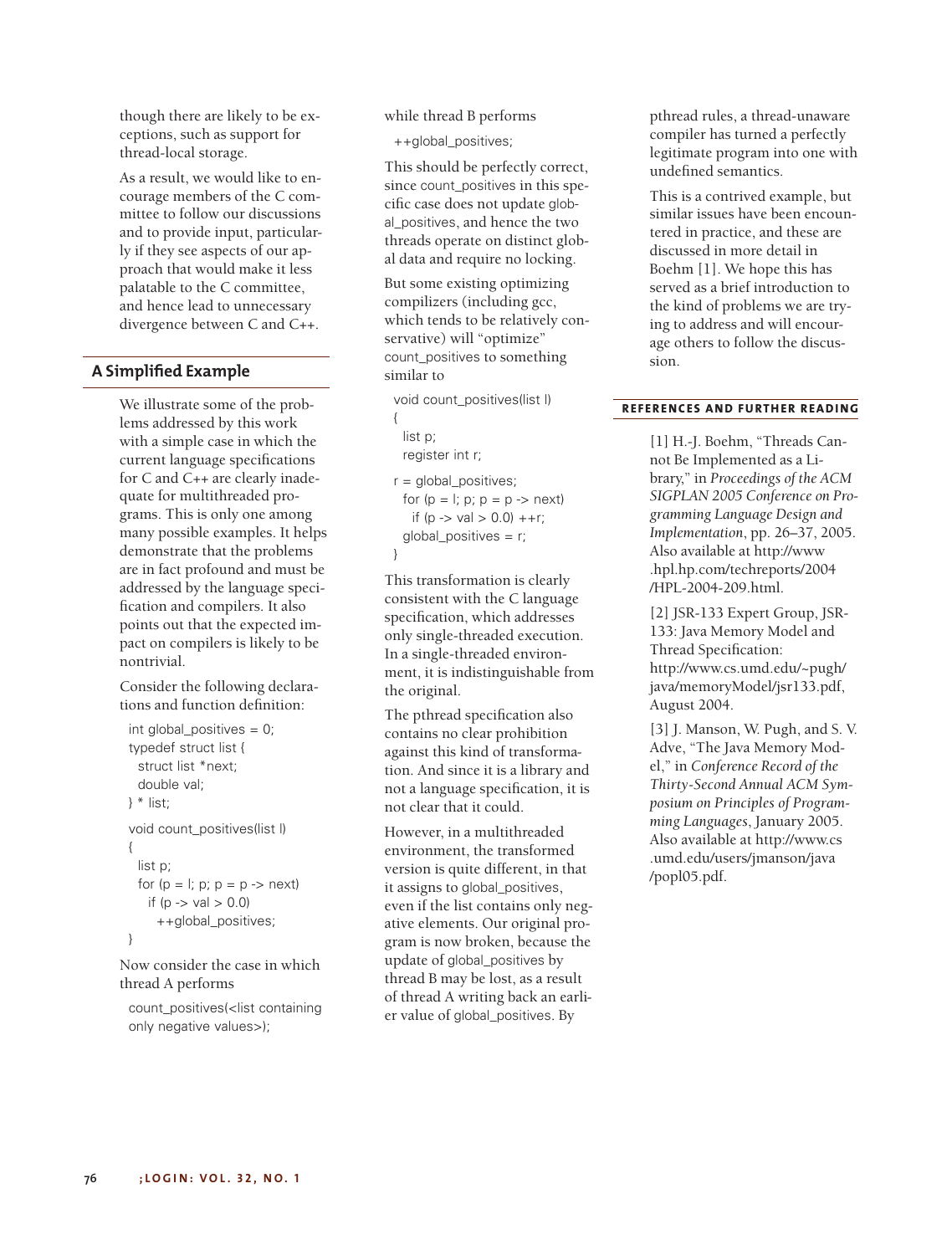though there are likely to be exceptions, such as support for thread-local storage.

As a result, we would like to encourage members of the C committee to follow our discussions and to provide input, particularly if they see aspects of our approach that would make it less palatable to the C committee, and hence lead to unnecessary divergence between C and C++.

## A Simplified Example

We illustrate some of the problems addressed by this work with a simple case in which the current language specifications for C and C++ are clearly inadequate for multithreaded programs. This is only one among many possible examples. It helps demonstrate that the problems are in fact profound and must be addressed by the language specification and compilers. It also points out that the expected impact on compilers is likely to be nontrivial.

Consider the following declarations and function definition:

```
int global_positives = 0;
typedef struct list {
  struct list *next;
  double val;
} * list;

void count_positives(list l)
{
  list p;
  for (p = l; p; p = p -> next)
    if (p -> val > 0.0)
      ++global_positives;
}
```

Now consider the case in which thread A performs

```
count_positives(<list containing only negative values>);
```

while thread B performs

```
++global_positives;
```

This should be perfectly correct, since count_positives in this specific case does not update global_positives, and hence the two threads operate on distinct global data and require no locking.

But some existing optimizing compilers (including gcc, which tends to be relatively conservative) will "optimize" count_positives to something similar to

```
void count_positives(list l)
{
  list p;
  register int r;

  r = global_positives;
  for (p = l; p; p = p -> next)
    if (p -> val > 0.0) ++r;
  global_positives = r;
}
```

This transformation is clearly consistent with the C language specification, which addresses only single-threaded execution. In a single-threaded environment, it is indistinguishable from the original.

The pthread specification also contains no clear prohibition against this kind of transformation. And since it is a library and not a language specification, it is not clear that it could.

However, in a multithreaded environment, the transformed version is quite different, in that it assigns to global_positives, even if the list contains only negative elements. Our original program is now broken, because the update of global_positives by thread B may be lost, as a result of thread A writing back an earlier value of global_positives. By pthread rules, a thread-unaware compiler has turned a perfectly legitimate program into one with undefined semantics.

This is a contrived example, but similar issues have been encountered in practice, and these are discussed in more detail in Boehm [1]. We hope this has served as a brief introduction to the kind of problems we are trying to address and will encourage others to follow the discussion.

### REFERENCES AND FURTHER READING

[1] H.-J. Boehm, "Threads Cannot Be Implemented as a Library," in *Proceedings of the ACM SIGPLAN 2005 Conference on Programming Language Design and Implementation*, pp. 26–37, 2005. Also available at http://www.hpl.hp.com/techreports/2004/HPL-2004-209.html.

[2] JSR-133 Expert Group, JSR-133: Java Memory Model and Thread Specification: http://www.cs.umd.edu/~pugh/java/memoryModel/jsr133.pdf, August 2004.

[3] J. Manson, W. Pugh, and S. V. Adve, "The Java Memory Model," in *Conference Record of the Thirty-Second Annual ACM Symposium on Principles of Programming Languages*, January 2005. Also available at http://www.cs.umd.edu/users/jmanson/java/popl05.pdf.